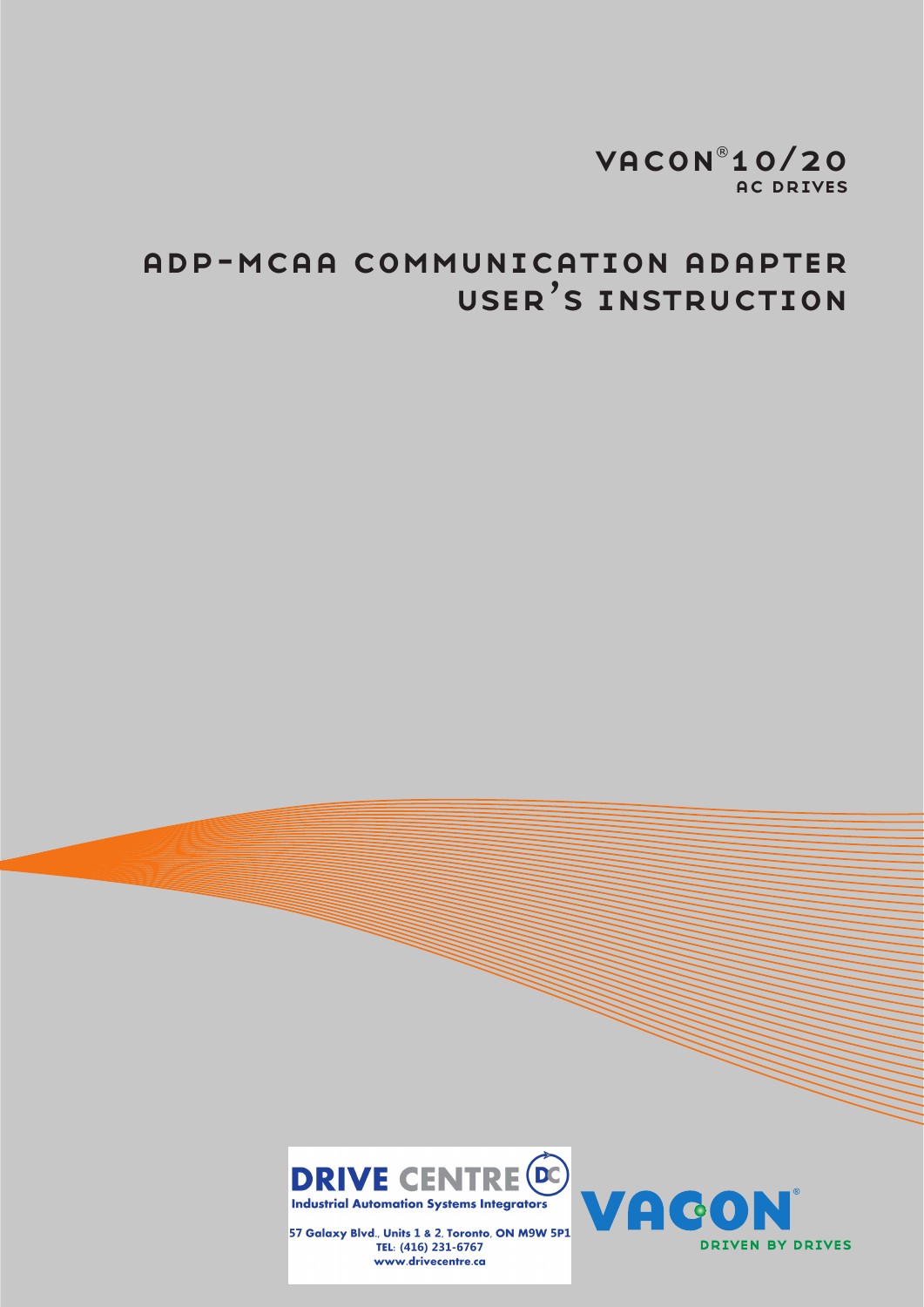# VACON®10/20

AC DRIVES

# ADP-MCAA COMMUNICATION ADAPTER USER'S INSTRUCTION

**DRIVE CENTRE**

Industrial Automation Systems Integrators

57 Galaxy Blvd., Units 1 & 2, Toronto, ON M9W 5P1
TEL: (416) 231-6767
www.drivecentre.ca

VACON®

DRIVEN BY DRIVES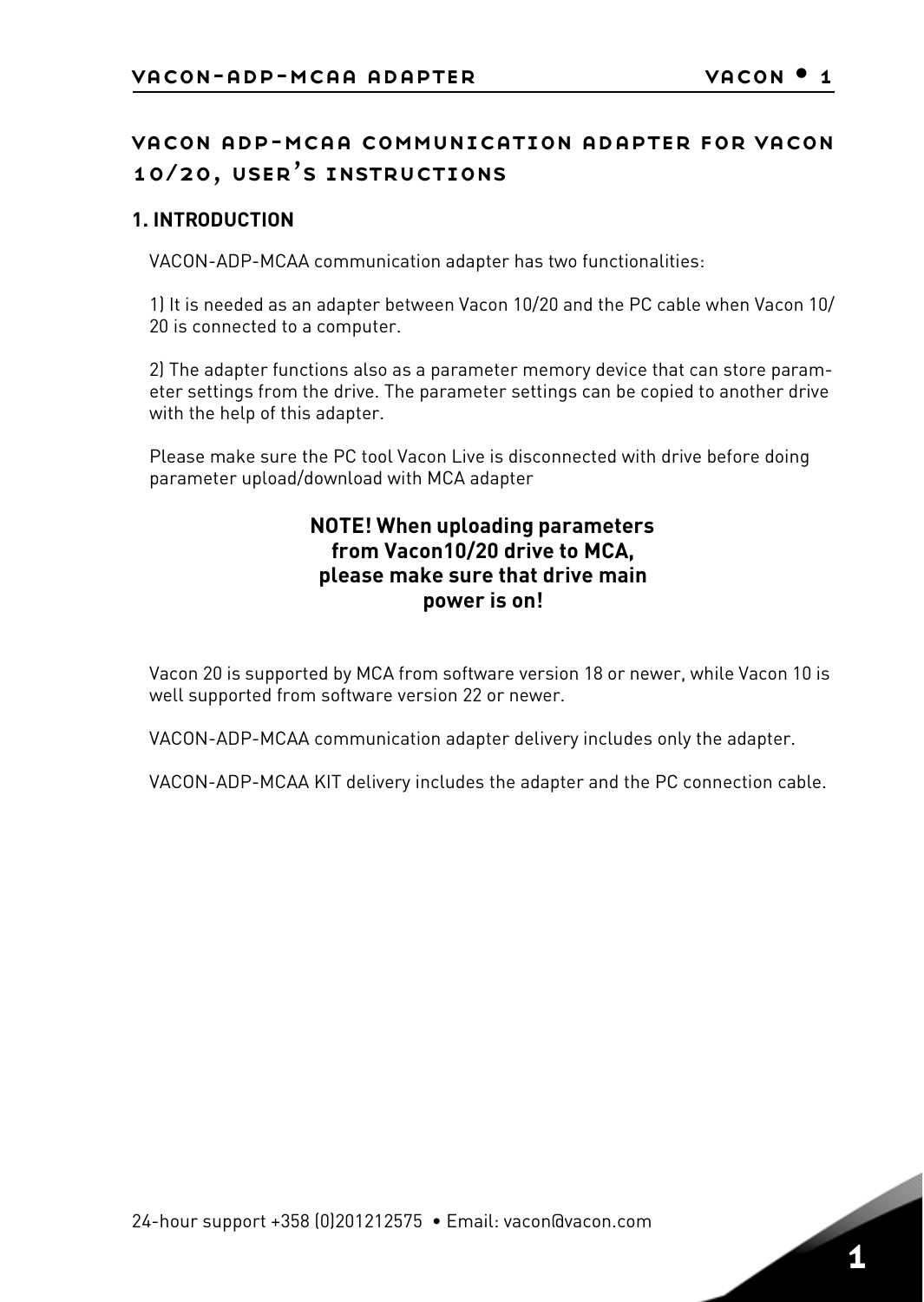# VACON ADP-MCAA COMMUNICATION ADAPTER FOR VACON 10/20, USER'S INSTRUCTIONS

## 1. INTRODUCTION

VACON-ADP-MCAA communication adapter has two functionalities:

1) It is needed as an adapter between Vacon 10/20 and the PC cable when Vacon 10/20 is connected to a computer.

2) The adapter functions also as a parameter memory device that can store parameter settings from the drive. The parameter settings can be copied to another drive with the help of this adapter.

Please make sure the PC tool Vacon Live is disconnected with drive before doing parameter upload/download with MCA adapter

**NOTE! When uploading parameters from Vacon10/20 drive to MCA, please make sure that drive main power is on!**

Vacon 20 is supported by MCA from software version 18 or newer, while Vacon 10 is well supported from software version 22 or newer.

VACON-ADP-MCAA communication adapter delivery includes only the adapter.

VACON-ADP-MCAA KIT delivery includes the adapter and the PC connection cable.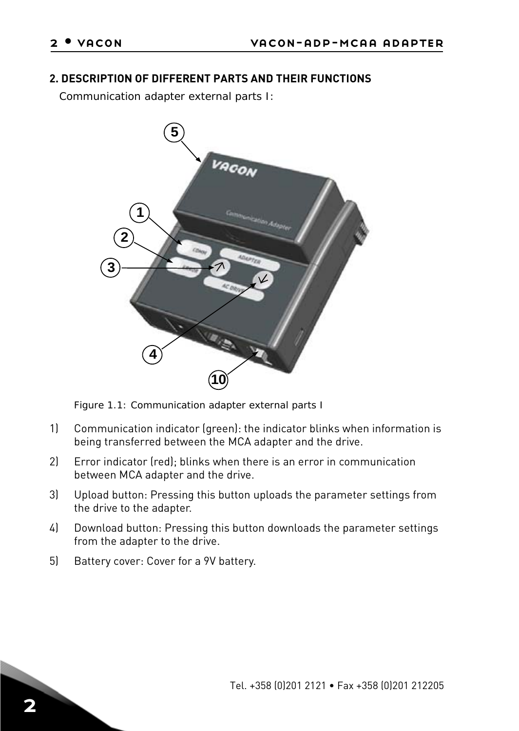## 2. DESCRIPTION OF DIFFERENT PARTS AND THEIR FUNCTIONS

Communication adapter external parts I:

Figure 1.1: Communication adapter external parts I

1) Communication indicator (green): the indicator blinks when information is being transferred between the MCA adapter and the drive.
2) Error indicator (red); blinks when there is an error in communication between MCA adapter and the drive.
3) Upload button: Pressing this button uploads the parameter settings from the drive to the adapter.
4) Download button: Pressing this button downloads the parameter settings from the adapter to the drive.
5) Battery cover: Cover for a 9V battery.

Tel. +358 (0)201 2121 • Fax +358 (0)201 212205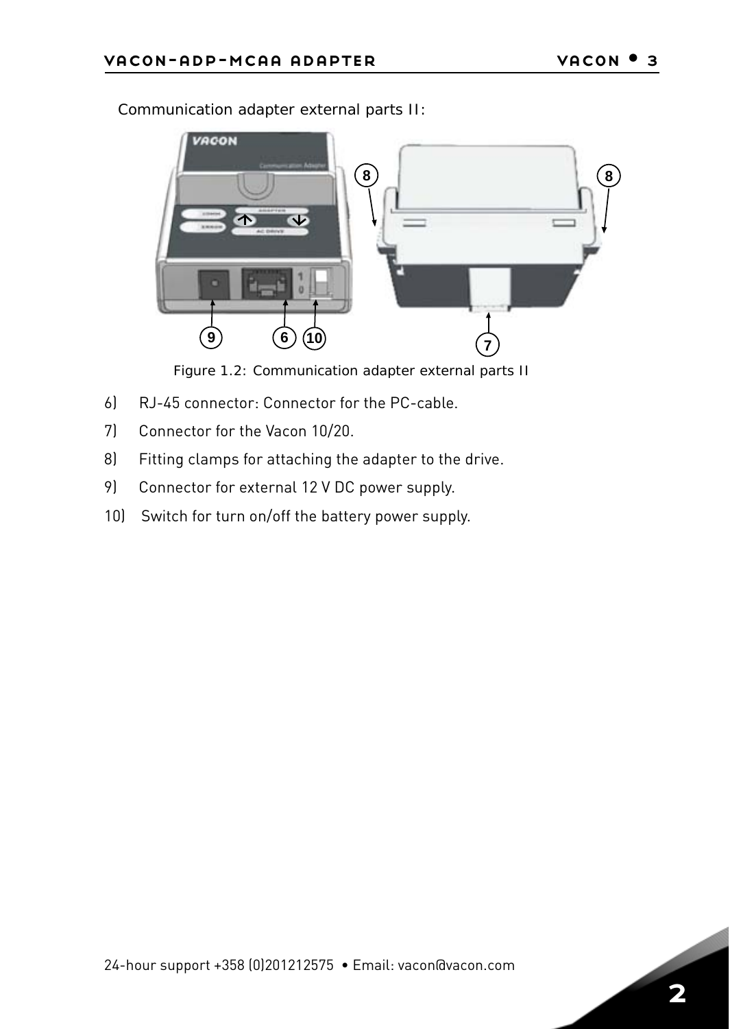Communication adapter external parts II:

Figure 1.2: Communication adapter external parts II

6) RJ-45 connector: Connector for the PC-cable.

7) Connector for the Vacon 10/20.

8) Fitting clamps for attaching the adapter to the drive.

9) Connector for external 12 V DC power supply.

10) Switch for turn on/off the battery power supply.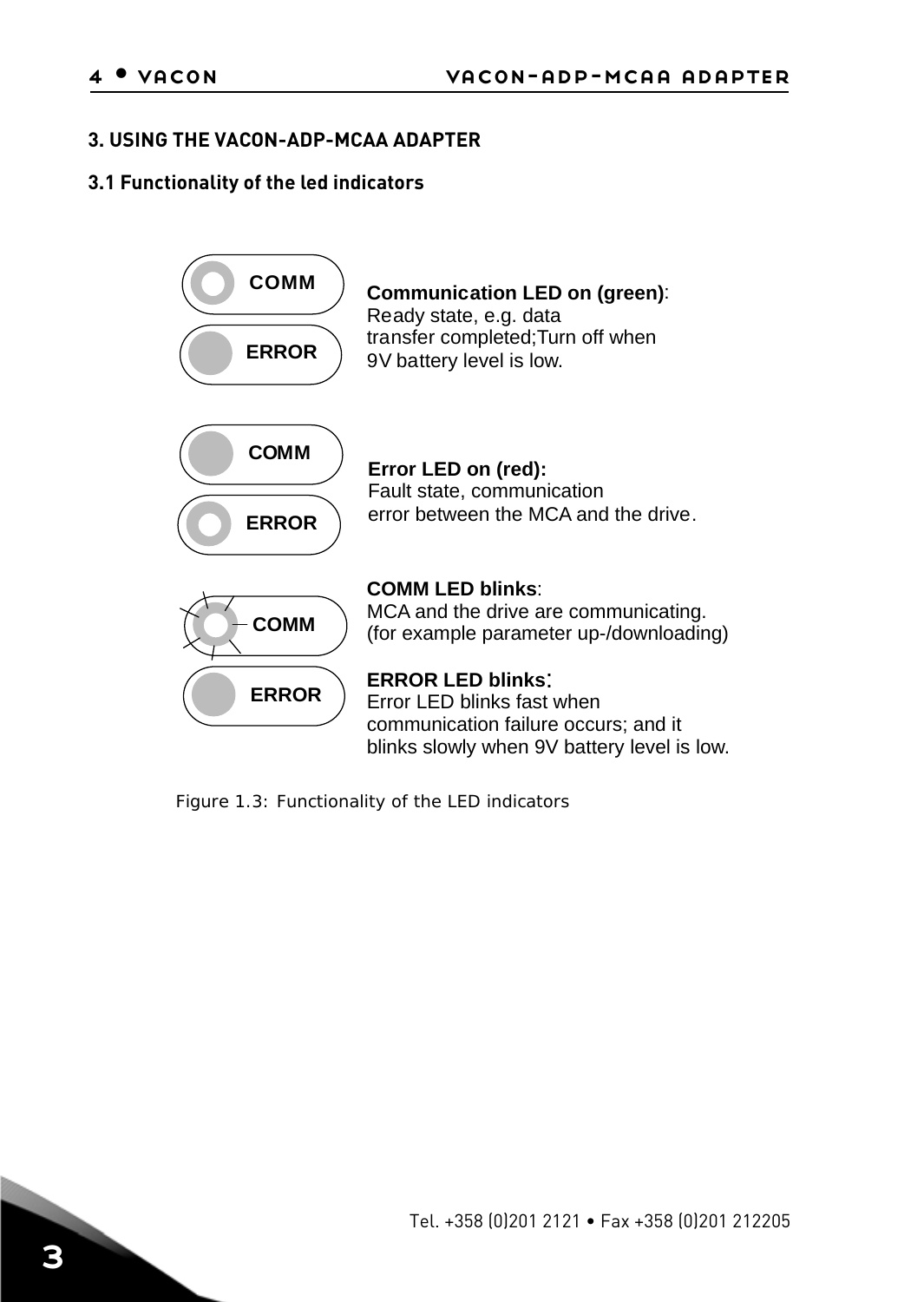# 3. USING THE VACON-ADP-MCAA ADAPTER

## 3.1 Functionality of the led indicators

COMM

ERROR

**Communication LED on (green)**: Ready state, e.g. data transfer completed;Turn off when 9V battery level is low.

COMM

ERROR

**Error LED on (red):** Fault state, communication error between the MCA and the drive.

COMM

ERROR

**COMM LED blinks**: MCA and the drive are communicating. (for example parameter up-/downloading)

**ERROR LED blinks**: Error LED blinks fast when communication failure occurs; and it blinks slowly when 9V battery level is low.

Figure 1.3: Functionality of the LED indicators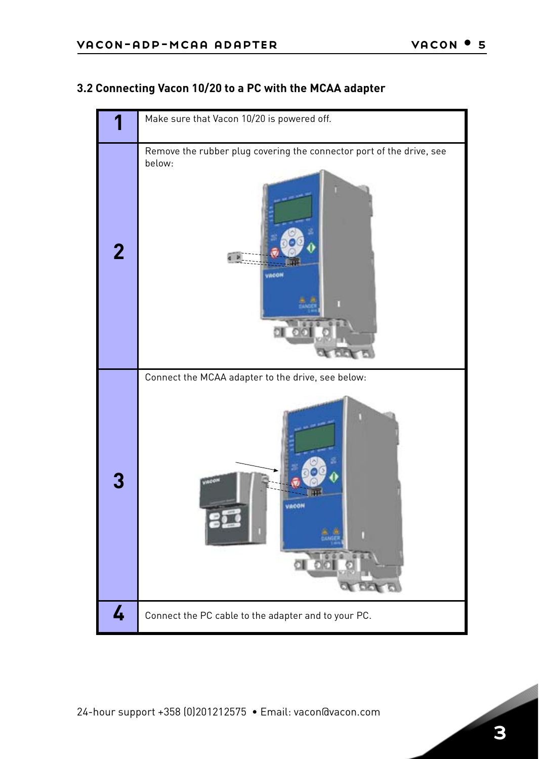## 3.2 Connecting Vacon 10/20 to a PC with the MCAA adapter

| | |
|---|---|
| 1 | Make sure that Vacon 10/20 is powered off. |
| 2 | Remove the rubber plug covering the connector port of the drive, see below: |
| 3 | Connect the MCAA adapter to the drive, see below: |
| 4 | Connect the PC cable to the adapter and to your PC. |

24-hour support +358 (0)201212575 • Email: vacon@vacon.com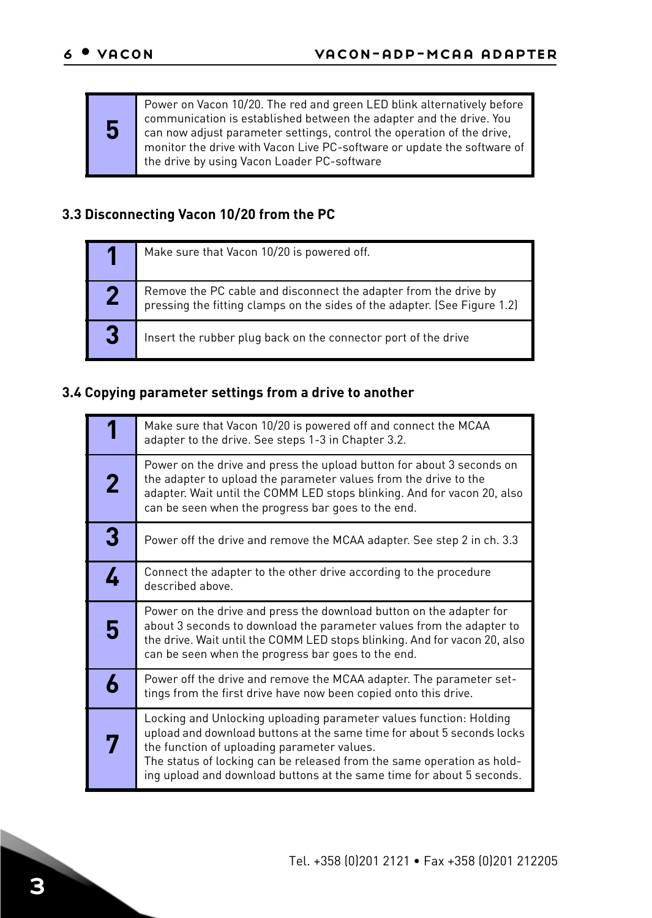| | |
|---|---|
| 5 | Power on Vacon 10/20. The red and green LED blink alternatively before communication is established between the adapter and the drive. You can now adjust parameter settings, control the operation of the drive, monitor the drive with Vacon Live PC-software or update the software of the drive by using Vacon Loader PC-software |

### 3.3 Disconnecting Vacon 10/20 from the PC

| | |
|---|---|
| 1 | Make sure that Vacon 10/20 is powered off. |
| 2 | Remove the PC cable and disconnect the adapter from the drive by pressing the fitting clamps on the sides of the adapter. (See Figure 1.2) |
| 3 | Insert the rubber plug back on the connector port of the drive |

### 3.4 Copying parameter settings from a drive to another

| | |
|---|---|
| 1 | Make sure that Vacon 10/20 is powered off and connect the MCAA adapter to the drive. See steps 1-3 in Chapter 3.2. |
| 2 | Power on the drive and press the upload button for about 3 seconds on the adapter to upload the parameter values from the drive to the adapter. Wait until the COMM LED stops blinking. And for vacon 20, also can be seen when the progress bar goes to the end. |
| 3 | Power off the drive and remove the MCAA adapter. See step 2 in ch. 3.3 |
| 4 | Connect the adapter to the other drive according to the procedure described above. |
| 5 | Power on the drive and press the download button on the adapter for about 3 seconds to download the parameter values from the adapter to the drive. Wait until the COMM LED stops blinking. And for vacon 20, also can be seen when the progress bar goes to the end. |
| 6 | Power off the drive and remove the MCAA adapter. The parameter settings from the first drive have now been copied onto this drive. |
| 7 | Locking and Unlocking uploading parameter values function: Holding upload and download buttons at the same time for about 5 seconds locks the function of uploading parameter values.<br>The status of locking can be released from the same operation as holding upload and download buttons at the same time for about 5 seconds. |

Tel. +358 (0)201 2121 • Fax +358 (0)201 212205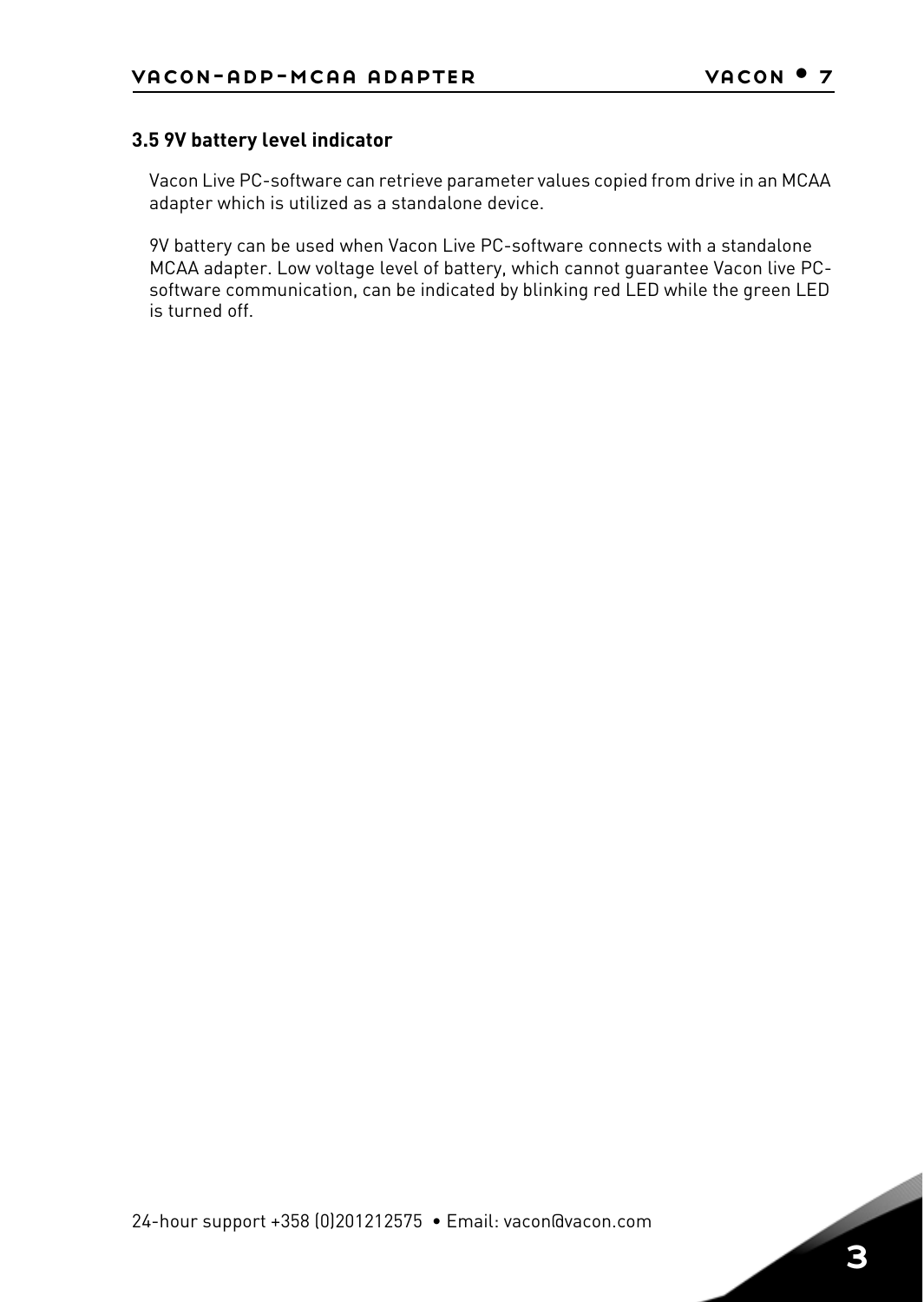### 3.5 9V battery level indicator

Vacon Live PC-software can retrieve parameter values copied from drive in an MCAA adapter which is utilized as a standalone device.

9V battery can be used when Vacon Live PC-software connects with a standalone MCAA adapter. Low voltage level of battery, which cannot guarantee Vacon live PC-software communication, can be indicated by blinking red LED while the green LED is turned off.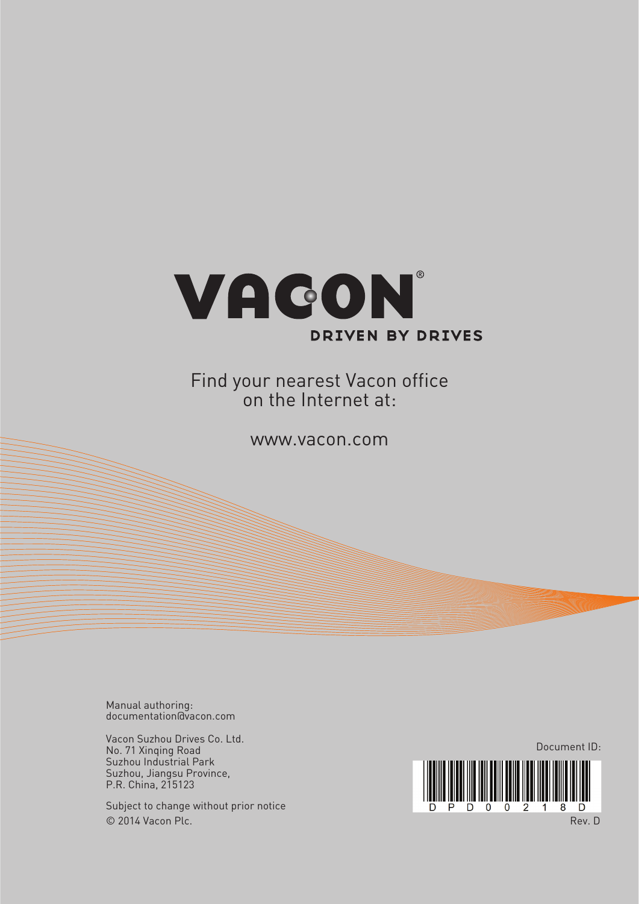VACON®

DRIVEN BY DRIVES

Find your nearest Vacon office
on the Internet at:

www.vacon.com

Manual authoring:
documentation@vacon.com

Vacon Suzhou Drives Co. Ltd.
No. 71 Xinqing Road
Suzhou Industrial Park
Suzhou, Jiangsu Province,
P.R. China, 215123

Subject to change without prior notice
© 2014 Vacon Plc.

Document ID:

DPD00218D

Rev. D